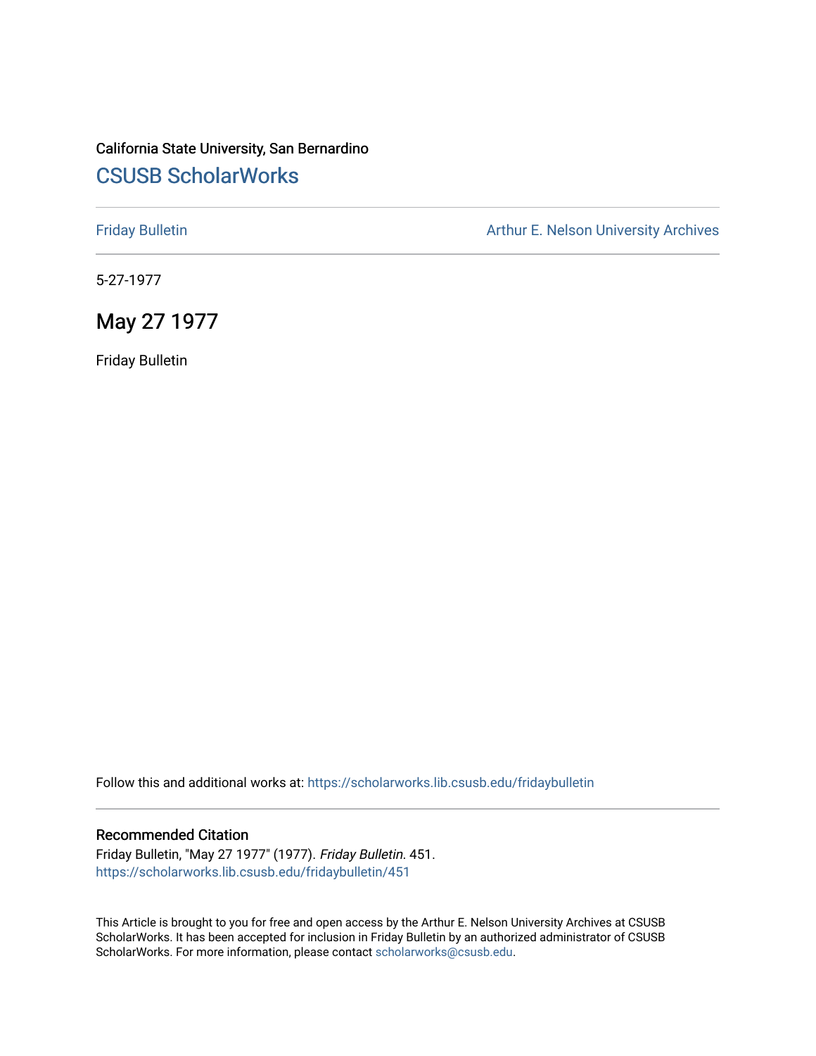California State University, San Bernardino

# CSUSB ScholarWorks

Friday Bulletin | Arthur E. Nelson University Archives

5-27-1977

## May 27 1977

Friday Bulletin

Follow this and additional works at: https://scholarworks.lib.csusb.edu/fridaybulletin

### Recommended Citation

Friday Bulletin, "May 27 1977" (1977). *Friday Bulletin*. 451.
https://scholarworks.lib.csusb.edu/fridaybulletin/451

This Article is brought to you for free and open access by the Arthur E. Nelson University Archives at CSUSB ScholarWorks. It has been accepted for inclusion in Friday Bulletin by an authorized administrator of CSUSB ScholarWorks. For more information, please contact scholarworks@csusb.edu.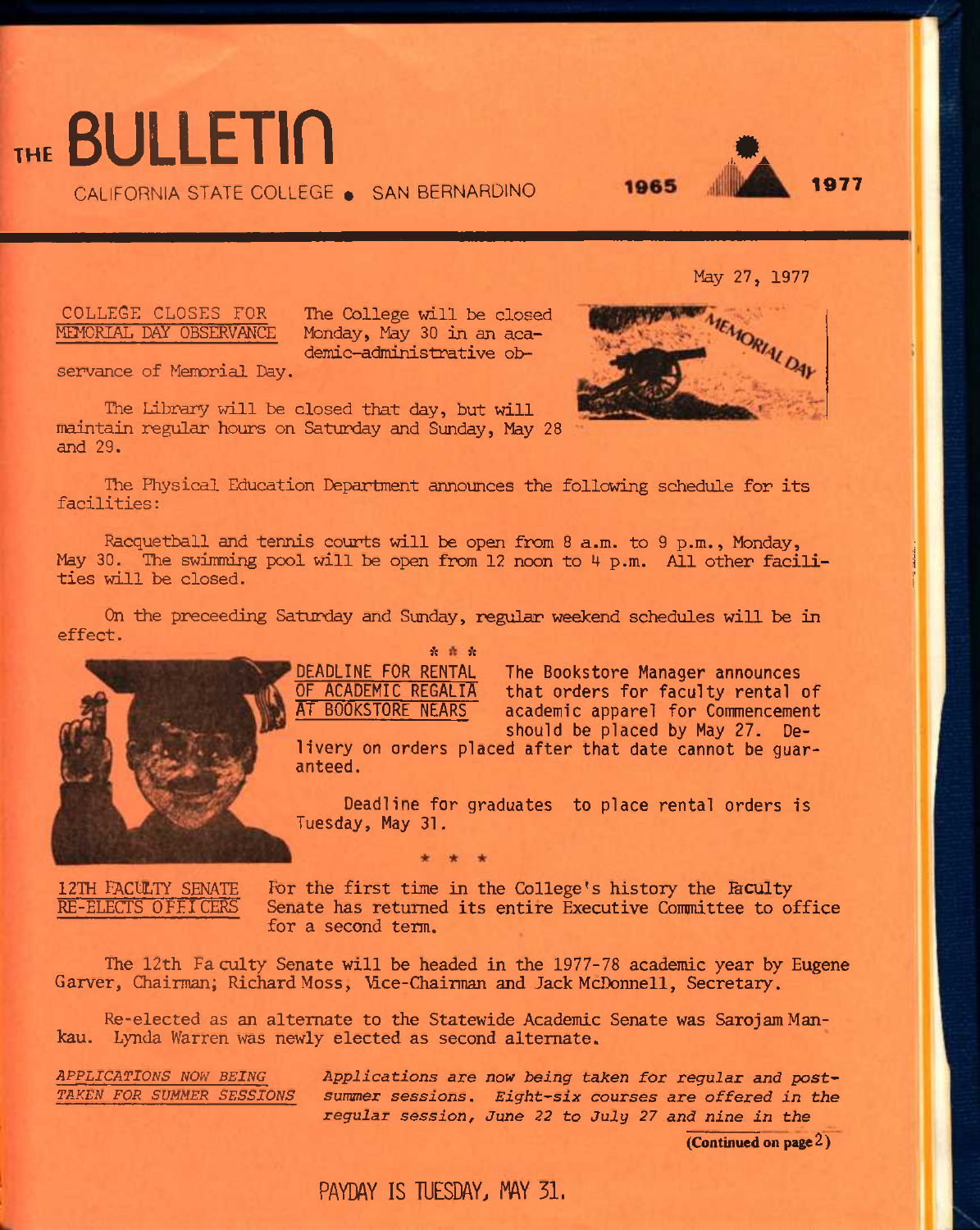# THE BULLETIN

CALIFORNIA STATE COLLEGE • SAN BERNARDINO

1965 1977

May 27, 1977

**COLLEGE CLOSES FOR MEMORIAL DAY OBSERVANCE** The College will be closed Monday, May 30 in an academic-administrative observance of Memorial Day.

The Library will be closed that day, but will maintain regular hours on Saturday and Sunday, May 28 and 29.

The Physical Education Department announces the following schedule for its facilities:

Racquetball and tennis courts will be open from 8 a.m. to 9 p.m., Monday, May 30. The swimming pool will be open from 12 noon to 4 p.m. All other facilities will be closed.

On the preceeding Saturday and Sunday, regular weekend schedules will be in effect.

\* \* \*

**DEADLINE FOR RENTAL OF ACADEMIC REGALIA AT BOOKSTORE NEARS** The Bookstore Manager announces that orders for faculty rental of academic apparel for Commencement should be placed by May 27. Delivery on orders placed after that date cannot be guaranteed.

Deadline for graduates to place rental orders is Tuesday, May 31.

\* \* \*

**12TH FACULTY SENATE RE-ELECTS OFFICERS** For the first time in the College's history the Faculty Senate has returned its entire Executive Committee to office for a second term.

The 12th Faculty Senate will be headed in the 1977-78 academic year by Eugene Garver, Chairman; Richard Moss, Vice-Chairman and Jack McDonnell, Secretary.

Re-elected as an alternate to the Statewide Academic Senate was Sarojam Mankau. Lynda Warren was newly elected as second alternate.

***APPLICATIONS NOW BEING TAKEN FOR SUMMER SESSIONS*** *Applications are now being taken for regular and post-summer sessions. Eight-six courses are offered in the regular session, June 22 to July 27 and nine in the*

**(Continued on page 2)**

PAYDAY IS TUESDAY, MAY 31.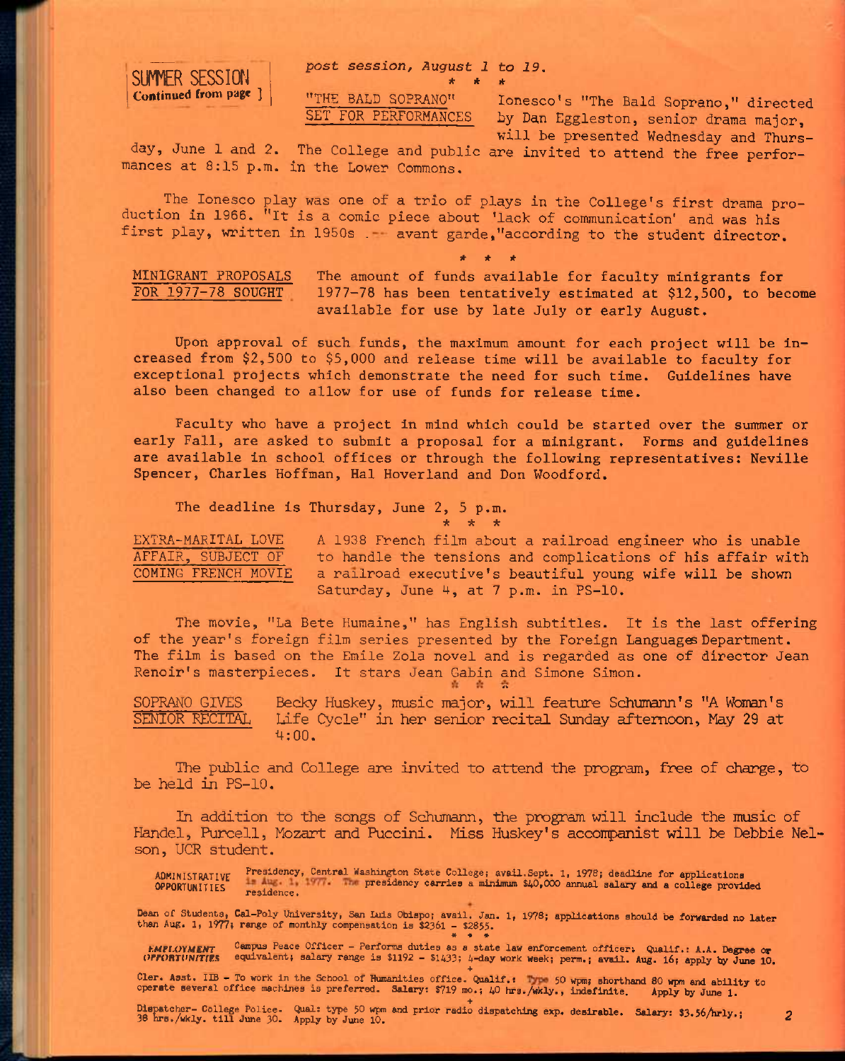**SUMMER SESSION**
**Continued from page 1**

*post session, August 1 to 19.*

\* \* \*

**"THE BALD SOPRANO" SET FOR PERFORMANCES**

Ionesco's "The Bald Soprano," directed by Dan Eggleston, senior drama major, will be presented Wednesday and Thursday, June 1 and 2. The College and public are invited to attend the free performances at 8:15 p.m. in the Lower Commons.

The Ionesco play was one of a trio of plays in the College's first drama production in 1966. "It is a comic piece about 'lack of communication' and was his first play, written in 1950s -- avant garde,"according to the student director.

\* \* \*

**MINIGRANT PROPOSALS FOR 1977-78 SOUGHT**

The amount of funds available for faculty minigrants for 1977-78 has been tentatively estimated at $12,500, to become available for use by late July or early August.

Upon approval of such funds, the maximum amount for each project will be increased from $2,500 to $5,000 and release time will be available to faculty for exceptional projects which demonstrate the need for such time. Guidelines have also been changed to allow for use of funds for release time.

Faculty who have a project in mind which could be started over the summer or early Fall, are asked to submit a proposal for a minigrant. Forms and guidelines are available in school offices or through the following representatives: Neville Spencer, Charles Hoffman, Hal Hoverland and Don Woodford.

The deadline is Thursday, June 2, 5 p.m.

\* \* \*

**EXTRA-MARITAL LOVE AFFAIR, SUBJECT OF COMING FRENCH MOVIE**

A 1938 French film about a railroad engineer who is unable to handle the tensions and complications of his affair with a railroad executive's beautiful young wife will be shown Saturday, June 4, at 7 p.m. in PS-10.

The movie, "La Bete Humaine," has English subtitles. It is the last offering of the year's foreign film series presented by the Foreign Languages Department. The film is based on the Emile Zola novel and is regarded as one of director Jean Renoir's masterpieces. It stars Jean Gabin and Simone Simon.

\* \* \*

**SOPRANO GIVES SENIOR RECITAL**

Becky Huskey, music major, will feature Schumann's "A Woman's Life Cycle" in her senior recital Sunday afternoon, May 29 at 4:00.

The public and College are invited to attend the program, free of charge, to be held in PS-10.

In addition to the songs of Schumann, the program will include the music of Handel, Purcell, Mozart and Puccini. Miss Huskey's accompanist will be Debbie Nelson, UCR student.

**ADMINISTRATIVE OPPORTUNITIES**

Presidency, Central Washington State College; avail. Sept. 1, 1978; deadline for applications is Aug. 1, 1977. The presidency carries a minimum $40,000 annual salary and a college provided residence.

\+

Dean of Students, Cal-Poly University, San Luis Obispo; avail. Jan. 1, 1978; applications should be forwarded no later than Aug. 1, 1977; range of monthly compensation is $2361 - $2855.

\* \* \*

**EMPLOYMENT OPPORTUNITIES**

Campus Peace Officer - Performs duties as a state law enforcement officer; Qualif.: A.A. Degree or equivalent; salary range is $1192 - $1433; 4-day work week; perm.; avail. Aug. 16; apply by June 10.

\+

Cler. Asst. IIB - To work in the School of Humanities office. Qualif.: Type 50 wpm; shorthand 80 wpm and ability to operate several office machines is preferred. Salary: $719 mo.; 40 hrs./wkly., indefinite. Apply by June 1.

\+

Dispatcher- College Police. Qual: type 50 wpm and prior radio dispatching exp. desirable. Salary: $3.56/hrly.; 38 hrs./wkly. till June 30. Apply by June 10.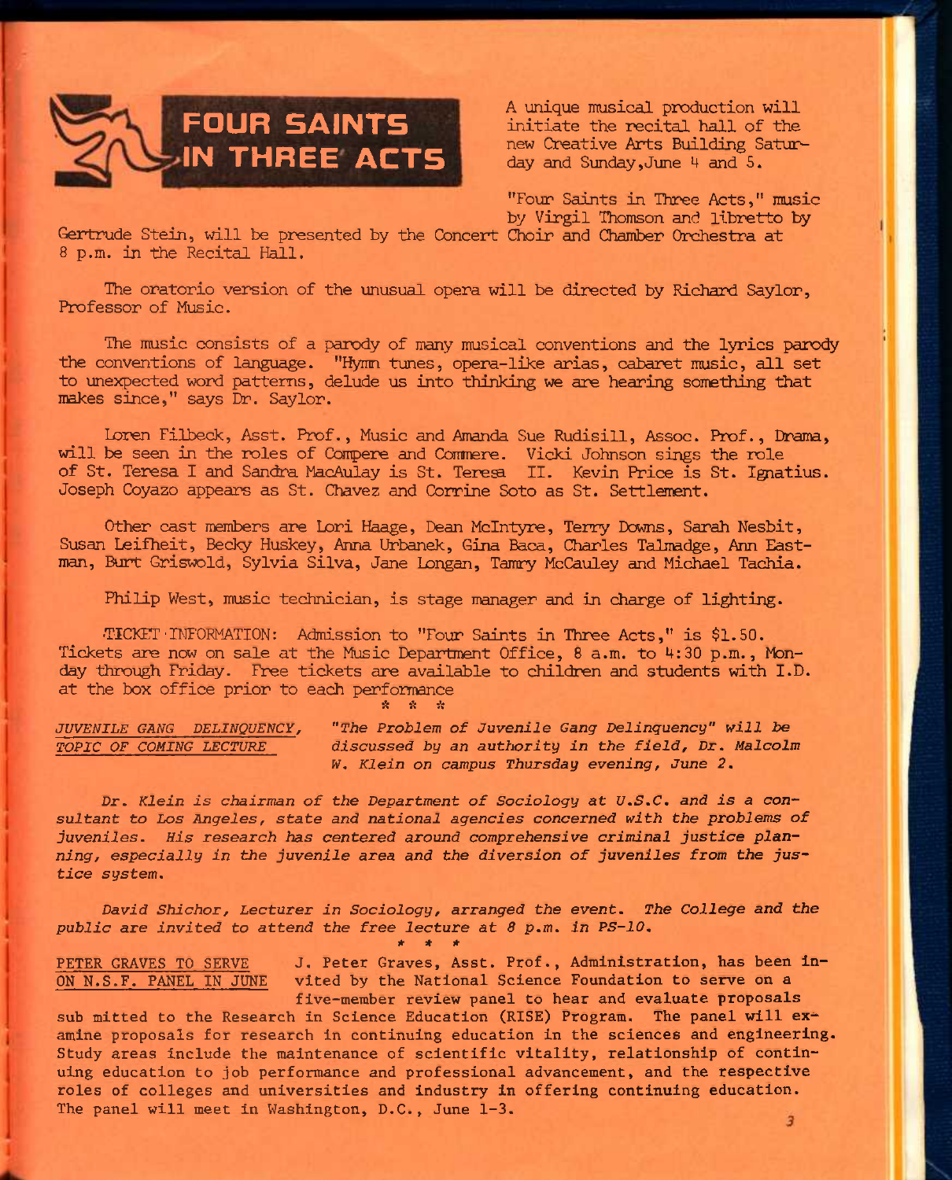# FOUR SAINTS IN THREE ACTS

A unique musical production will initiate the recital hall of the new Creative Arts Building Saturday and Sunday, June 4 and 5.

"Four Saints in Three Acts," music by Virgil Thomson and libretto by Gertrude Stein, will be presented by the Concert Choir and Chamber Orchestra at 8 p.m. in the Recital Hall.

The oratorio version of the unusual opera will be directed by Richard Saylor, Professor of Music.

The music consists of a parody of many musical conventions and the lyrics parody the conventions of language. "Hymn tunes, opera-like arias, cabaret music, all set to unexpected word patterns, delude us into thinking we are hearing something that makes since," says Dr. Saylor.

Loren Filbeck, Asst. Prof., Music and Amanda Sue Rudisill, Assoc. Prof., Drama, will be seen in the roles of Compere and Commere. Vicki Johnson sings the role of St. Teresa I and Sandra MacAulay is St. Teresa II. Kevin Price is St. Ignatius. Joseph Coyazo appears as St. Chavez and Corrine Soto as St. Settlement.

Other cast members are Lori Haage, Dean McIntyre, Terry Downs, Sarah Nesbit, Susan Leifheit, Becky Huskey, Anna Urbanek, Gina Baca, Charles Talmadge, Ann Eastman, Burt Griswold, Sylvia Silva, Jane Longan, Tammy McCauley and Michael Tachia.

Philip West, music technician, is stage manager and in charge of lighting.

TICKET INFORMATION: Admission to "Four Saints in Three Acts," is $1.50. Tickets are now on sale at the Music Department Office, 8 a.m. to 4:30 p.m., Monday through Friday. Free tickets are available to children and students with I.D. at the box office prior to each performance

\* \* \*

*JUVENILE GANG DELINQUENCY, TOPIC OF COMING LECTURE*

*"The Problem of Juvenile Gang Delinquency" will be discussed by an authority in the field, Dr. Malcolm W. Klein on campus Thursday evening, June 2.*

*Dr. Klein is chairman of the Department of Sociology at U.S.C. and is a consultant to Los Angeles, state and national agencies concerned with the problems of juveniles. His research has centered around comprehensive criminal justice planning, especially in the juvenile area and the diversion of juveniles from the justice system.*

*David Shichor, Lecturer in Sociology, arranged the event. The College and the public are invited to attend the free lecture at 8 p.m. in PS-10.*

\* \* \*

PETER GRAVES TO SERVE ON N.S.F. PANEL IN JUNE

J. Peter Graves, Asst. Prof., Administration, has been invited by the National Science Foundation to serve on a five-member review panel to hear and evaluate proposals sub mitted to the Research in Science Education (RISE) Program. The panel will examine proposals for research in continuing education in the sciences and engineering. Study areas include the maintenance of scientific vitality, relationship of continuing education to job performance and professional advancement, and the respective roles of colleges and universities and industry in offering continuing education. The panel will meet in Washington, D.C., June 1-3.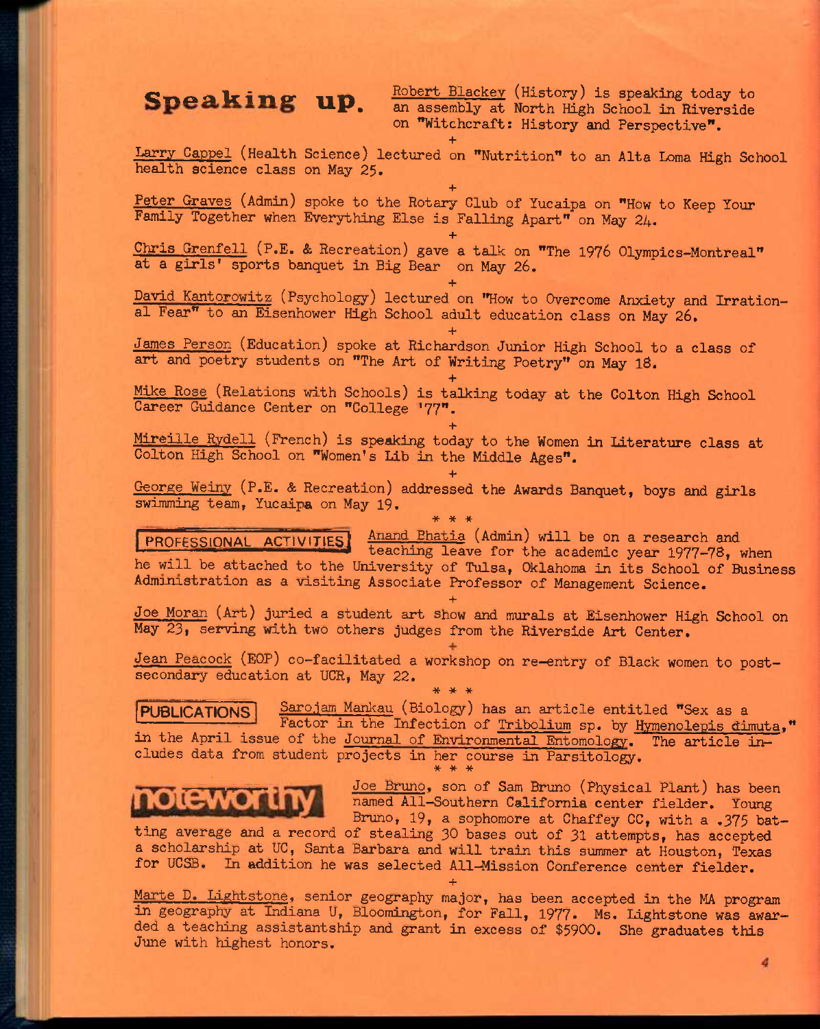## Speaking up.

Robert Blackey (History) is speaking today to an assembly at North High School in Riverside on "Witchcraft: History and Perspective".

+

Larry Cappel (Health Science) lectured on "Nutrition" to an Alta Loma High School health science class on May 25.

+

Peter Graves (Admin) spoke to the Rotary Club of Yucaipa on "How to Keep Your Family Together when Everything Else is Falling Apart" on May 24.

+

Chris Grenfell (P.E. & Recreation) gave a talk on "The 1976 Olympics-Montreal" at a girls' sports banquet in Big Bear on May 26.

+

David Kantorowitz (Psychology) lectured on "How to Overcome Anxiety and Irrational Fear" to an Eisenhower High School adult education class on May 26.

+

James Person (Education) spoke at Richardson Junior High School to a class of art and poetry students on "The Art of Writing Poetry" on May 18.

+

Mike Rose (Relations with Schools) is talking today at the Colton High School Career Guidance Center on "College '77".

+

Mireille Rydell (French) is speaking today to the Women in Literature class at Colton High School on "Women's Lib in the Middle Ages".

+

George Weiny (P.E. & Recreation) addressed the Awards Banquet, boys and girls swimming team, Yucaipa on May 19.

* * *

## PROFESSIONAL ACTIVITIES

Anand Bhatia (Admin) will be on a research and teaching leave for the academic year 1977-78, when he will be attached to the University of Tulsa, Oklahoma in its School of Business Administration as a visiting Associate Professor of Management Science.

+

Joe Moran (Art) juried a student art show and murals at Eisenhower High School on May 23, serving with two others judges from the Riverside Art Center.

+

Jean Peacock (EOP) co-facilitated a workshop on re-entry of Black women to post-secondary education at UCR, May 22.

* * *

## PUBLICATIONS

Sarojam Mankau (Biology) has an article entitled "Sex as a Factor in the Infection of *Tribolium* sp. by *Hymenolepis dimuta*," in the April issue of the *Journal of Environmental Entomology*. The article includes data from student projects in her course in Parsitology.

* * *

## noteworthy

Joe Bruno, son of Sam Bruno (Physical Plant) has been named All-Southern California center fielder. Young Bruno, 19, a sophomore at Chaffey CC, with a .375 batting average and a record of stealing 30 bases out of 31 attempts, has accepted a scholarship at UC, Santa Barbara and will train this summer at Houston, Texas for UCSB. In addition he was selected All-Mission Conference center fielder.

+

Marte D. Lightstone, senior geography major, has been accepted in the MA program in geography at Indiana U, Bloomington, for Fall, 1977. Ms. Lightstone was awarded a teaching assistantship and grant in excess of $5900. She graduates this June with highest honors.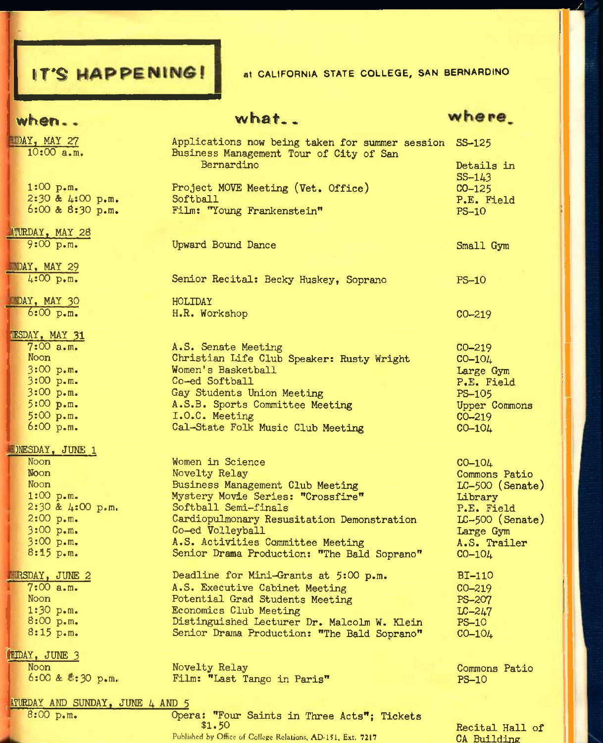# IT'S HAPPENING!

at CALIFORNIA STATE COLLEGE, SAN BERNARDINO

| when.. | what.. | where. |
|---|---|---|
| **FRIDAY, MAY 27** | Applications now being taken for summer session | SS-125 |
| 10:00 a.m. | Business Management Tour of City of San Bernardino | Details in SS-143 |
| 1:00 p.m. | Project MOVE Meeting (Vet. Office) | CO-125 |
| 2:30 & 4:00 p.m. | Softball | P.E. Field |
| 6:00 & 8:30 p.m. | Film: "Young Frankenstein" | PS-10 |
| **SATURDAY, MAY 28** | | |
| 9:00 p.m. | Upward Bound Dance | Small Gym |
| **SUNDAY, MAY 29** | | |
| 4:00 p.m. | Senior Recital: Becky Huskey, Soprano | PS-10 |
| **MONDAY, MAY 30** | HOLIDAY | |
| 6:00 p.m. | H.R. Workshop | CO-219 |
| **TUESDAY, MAY 31** | | |
| 7:00 a.m. | A.S. Senate Meeting | CO-219 |
| Noon | Christian Life Club Speaker: Rusty Wright | CO-104 |
| 3:00 p.m. | Women's Basketball | Large Gym |
| 3:00 p.m. | Co-ed Softball | P.E. Field |
| 3:00 p.m. | Gay Students Union Meeting | PS-105 |
| 5:00 p.m. | A.S.B. Sports Committee Meeting | Upper Commons |
| 5:00 p.m. | I.O.C. Meeting | CO-219 |
| 6:00 p.m. | Cal-State Folk Music Club Meeting | CO-104 |
| **WEDNESDAY, JUNE 1** | | |
| Noon | Women in Science | CO-104 |
| Noon | Novelty Relay | Commons Patio |
| Noon | Business Management Club Meeting | LC-500 (Senate) |
| 1:00 p.m. | Mystery Movie Series: "Crossfire" | Library |
| 2:30 & 4:00 p.m. | Softball Semi-finals | P.E. Field |
| 2:00 p.m. | Cardiopulmonary Resusitation Demonstration | LC-500 (Senate) |
| 3:00 p.m. | Co-ed Volleyball | Large Gym |
| 3:00 p.m. | A.S. Activities Committee Meeting | A.S. Trailer |
| 8:15 p.m. | Senior Drama Production: "The Bald Soprano" | CO-104 |
| **THURSDAY, JUNE 2** | Deadline for Mini-Grants at 5:00 p.m. | BI-110 |
| 7:00 a.m. | A.S. Executive Cabinet Meeting | CO-219 |
| Noon | Potential Grad Students Meeting | PS-207 |
| 1:30 p.m. | Economics Club Meeting | LC-247 |
| 8:00 p.m. | Distinguished Lecturer Dr. Malcolm W. Klein | PS-10 |
| 8:15 p.m. | Senior Drama Production: "The Bald Soprano" | CO-104 |
| **FRIDAY, JUNE 3** | | |
| Noon | Novelty Relay | Commons Patio |
| 6:00 & 8:30 p.m. | Film: "Last Tango in Paris" | PS-10 |
| **SATURDAY AND SUNDAY, JUNE 4 AND 5** | | |
| 8:00 p.m. | Opera: "Four Saints in Three Acts"; Tickets $1.50 | Recital Hall of CA Building |

Published by Office of College Relations, AD-151, Ext. 7217